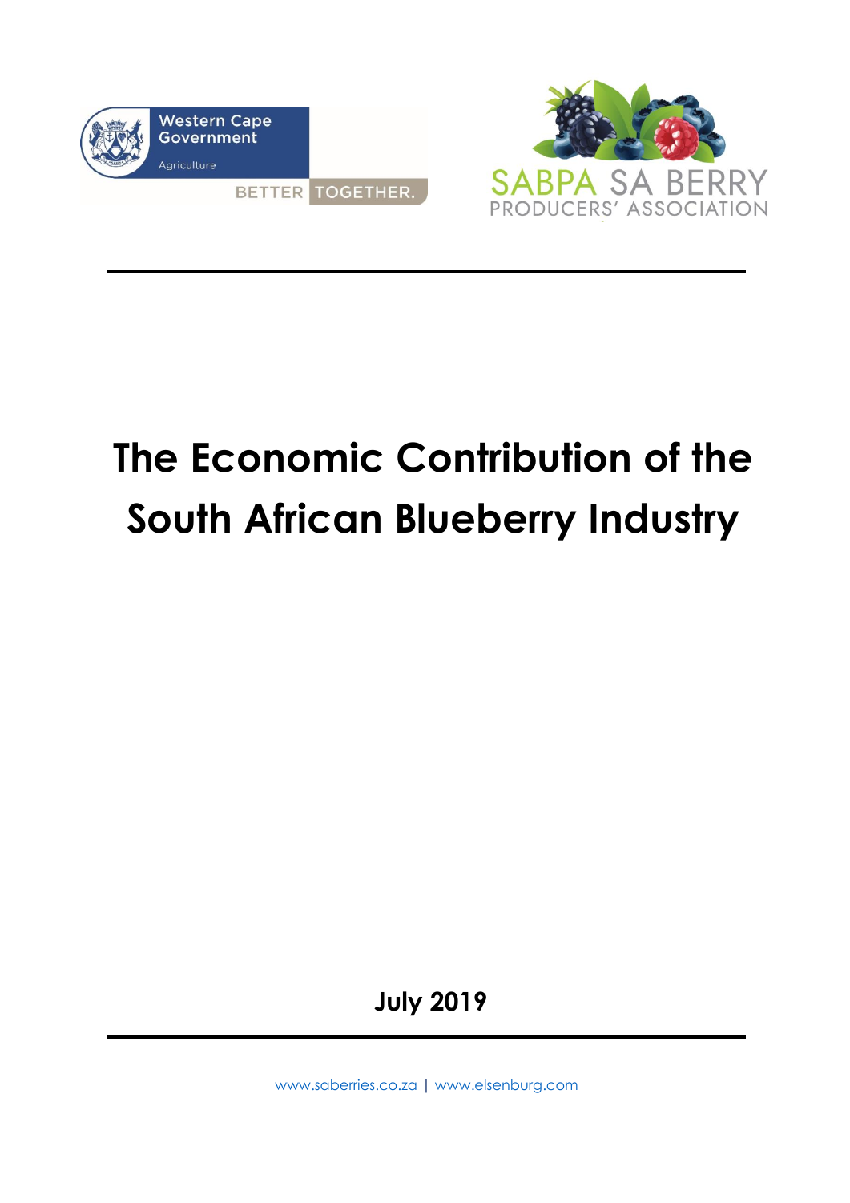Western Cape Government

Agriculture

BETTER TOGETHER.

SABPA SA BERRY PRODUCERS' ASSOCIATION

# The Economic Contribution of the South African Blueberry Industry

**July 2019**

www.saberries.co.za | www.elsenburg.com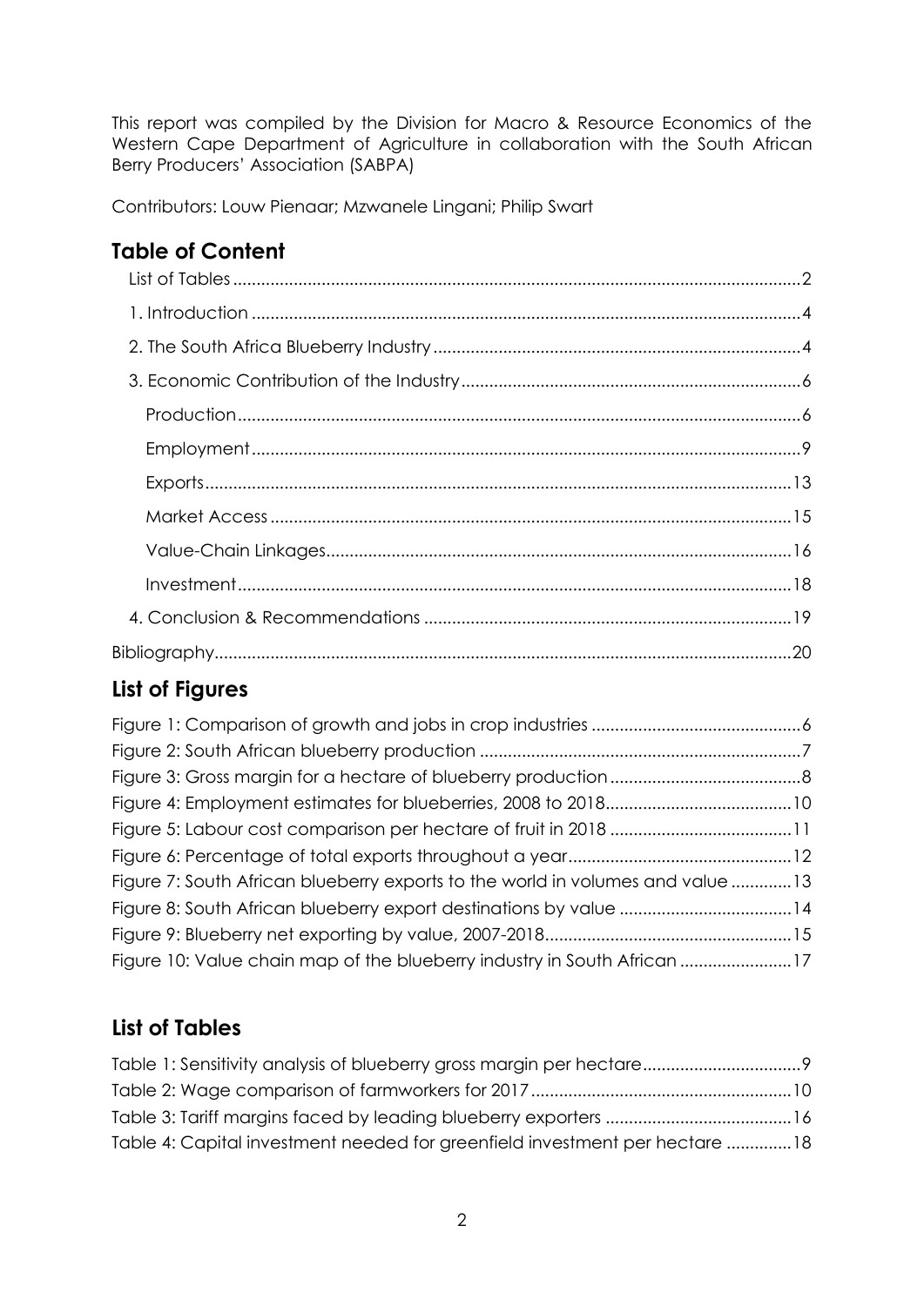This report was compiled by the Division for Macro & Resource Economics of the Western Cape Department of Agriculture in collaboration with the South African Berry Producers' Association (SABPA)

Contributors: Louw Pienaar; Mzwanele Lingani; Philip Swart

## Table of Content

- List of Tables ..... 2
- 1. Introduction ..... 4
- 2. The South Africa Blueberry Industry ..... 4
- 3. Economic Contribution of the Industry ..... 6
  - Production ..... 6
  - Employment ..... 9
  - Exports ..... 13
  - Market Access ..... 15
  - Value-Chain Linkages ..... 16
  - Investment ..... 18
- 4. Conclusion & Recommendations ..... 19
- Bibliography ..... 20

## List of Figures

- Figure 1: Comparison of growth and jobs in crop industries ..... 6
- Figure 2: South African blueberry production ..... 7
- Figure 3: Gross margin for a hectare of blueberry production ..... 8
- Figure 4: Employment estimates for blueberries, 2008 to 2018 ..... 10
- Figure 5: Labour cost comparison per hectare of fruit in 2018 ..... 11
- Figure 6: Percentage of total exports throughout a year ..... 12
- Figure 7: South African blueberry exports to the world in volumes and value ..... 13
- Figure 8: South African blueberry export destinations by value ..... 14
- Figure 9: Blueberry net exporting by value, 2007-2018 ..... 15
- Figure 10: Value chain map of the blueberry industry in South African ..... 17

## List of Tables

- Table 1: Sensitivity analysis of blueberry gross margin per hectare ..... 9
- Table 2: Wage comparison of farmworkers for 2017 ..... 10
- Table 3: Tariff margins faced by leading blueberry exporters ..... 16
- Table 4: Capital investment needed for greenfield investment per hectare ..... 18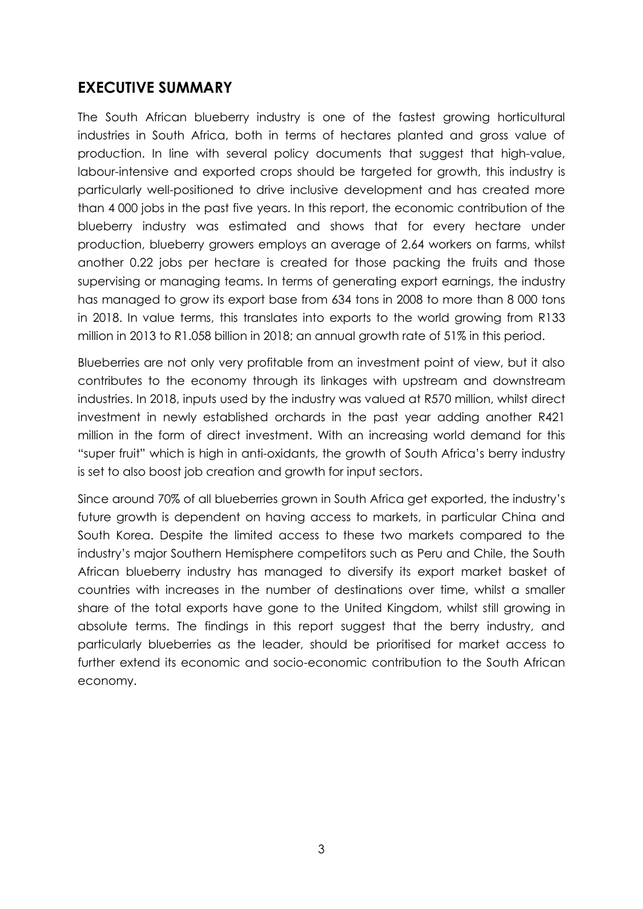## EXECUTIVE SUMMARY

The South African blueberry industry is one of the fastest growing horticultural industries in South Africa, both in terms of hectares planted and gross value of production. In line with several policy documents that suggest that high-value, labour-intensive and exported crops should be targeted for growth, this industry is particularly well-positioned to drive inclusive development and has created more than 4 000 jobs in the past five years. In this report, the economic contribution of the blueberry industry was estimated and shows that for every hectare under production, blueberry growers employs an average of 2.64 workers on farms, whilst another 0.22 jobs per hectare is created for those packing the fruits and those supervising or managing teams. In terms of generating export earnings, the industry has managed to grow its export base from 634 tons in 2008 to more than 8 000 tons in 2018. In value terms, this translates into exports to the world growing from R133 million in 2013 to R1.058 billion in 2018; an annual growth rate of 51% in this period.

Blueberries are not only very profitable from an investment point of view, but it also contributes to the economy through its linkages with upstream and downstream industries. In 2018, inputs used by the industry was valued at R570 million, whilst direct investment in newly established orchards in the past year adding another R421 million in the form of direct investment. With an increasing world demand for this "super fruit" which is high in anti-oxidants, the growth of South Africa's berry industry is set to also boost job creation and growth for input sectors.

Since around 70% of all blueberries grown in South Africa get exported, the industry's future growth is dependent on having access to markets, in particular China and South Korea. Despite the limited access to these two markets compared to the industry's major Southern Hemisphere competitors such as Peru and Chile, the South African blueberry industry has managed to diversify its export market basket of countries with increases in the number of destinations over time, whilst a smaller share of the total exports have gone to the United Kingdom, whilst still growing in absolute terms. The findings in this report suggest that the berry industry, and particularly blueberries as the leader, should be prioritised for market access to further extend its economic and socio-economic contribution to the South African economy.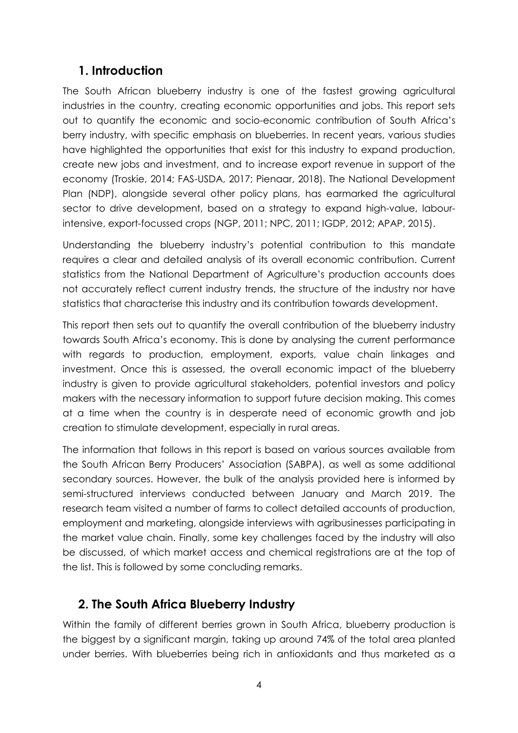## 1. Introduction

The South African blueberry industry is one of the fastest growing agricultural industries in the country, creating economic opportunities and jobs. This report sets out to quantify the economic and socio-economic contribution of South Africa's berry industry, with specific emphasis on blueberries. In recent years, various studies have highlighted the opportunities that exist for this industry to expand production, create new jobs and investment, and to increase export revenue in support of the economy (Troskie, 2014; FAS-USDA, 2017; Pienaar, 2018). The National Development Plan (NDP), alongside several other policy plans, has earmarked the agricultural sector to drive development, based on a strategy to expand high-value, labour-intensive, export-focussed crops (NGP, 2011; NPC, 2011; IGDP, 2012; APAP, 2015).

Understanding the blueberry industry's potential contribution to this mandate requires a clear and detailed analysis of its overall economic contribution. Current statistics from the National Department of Agriculture's production accounts does not accurately reflect current industry trends, the structure of the industry nor have statistics that characterise this industry and its contribution towards development.

This report then sets out to quantify the overall contribution of the blueberry industry towards South Africa's economy. This is done by analysing the current performance with regards to production, employment, exports, value chain linkages and investment. Once this is assessed, the overall economic impact of the blueberry industry is given to provide agricultural stakeholders, potential investors and policy makers with the necessary information to support future decision making. This comes at a time when the country is in desperate need of economic growth and job creation to stimulate development, especially in rural areas.

The information that follows in this report is based on various sources available from the South African Berry Producers' Association (SABPA), as well as some additional secondary sources. However, the bulk of the analysis provided here is informed by semi-structured interviews conducted between January and March 2019. The research team visited a number of farms to collect detailed accounts of production, employment and marketing, alongside interviews with agribusinesses participating in the market value chain. Finally, some key challenges faced by the industry will also be discussed, of which market access and chemical registrations are at the top of the list. This is followed by some concluding remarks.

## 2. The South Africa Blueberry Industry

Within the family of different berries grown in South Africa, blueberry production is the biggest by a significant margin, taking up around 74% of the total area planted under berries. With blueberries being rich in antioxidants and thus marketed as a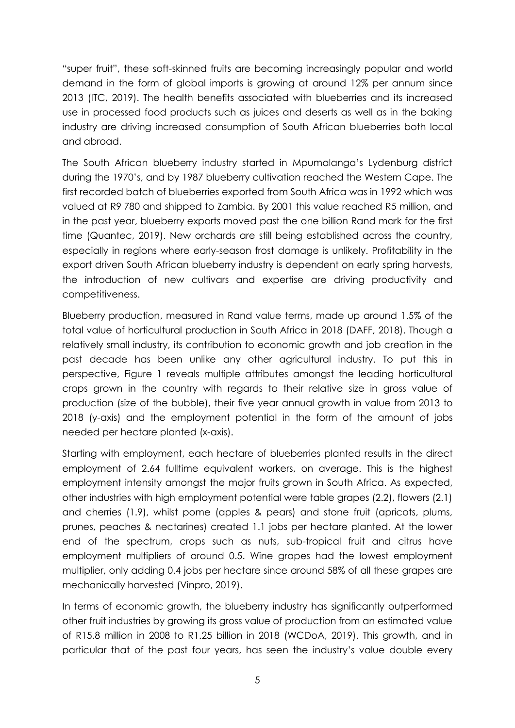"super fruit", these soft-skinned fruits are becoming increasingly popular and world demand in the form of global imports is growing at around 12% per annum since 2013 (ITC, 2019). The health benefits associated with blueberries and its increased use in processed food products such as juices and deserts as well as in the baking industry are driving increased consumption of South African blueberries both local and abroad.

The South African blueberry industry started in Mpumalanga's Lydenburg district during the 1970's, and by 1987 blueberry cultivation reached the Western Cape. The first recorded batch of blueberries exported from South Africa was in 1992 which was valued at R9 780 and shipped to Zambia. By 2001 this value reached R5 million, and in the past year, blueberry exports moved past the one billion Rand mark for the first time (Quantec, 2019). New orchards are still being established across the country, especially in regions where early-season frost damage is unlikely. Profitability in the export driven South African blueberry industry is dependent on early spring harvests, the introduction of new cultivars and expertise are driving productivity and competitiveness.

Blueberry production, measured in Rand value terms, made up around 1.5% of the total value of horticultural production in South Africa in 2018 (DAFF, 2018). Though a relatively small industry, its contribution to economic growth and job creation in the past decade has been unlike any other agricultural industry. To put this in perspective, Figure 1 reveals multiple attributes amongst the leading horticultural crops grown in the country with regards to their relative size in gross value of production (size of the bubble), their five year annual growth in value from 2013 to 2018 (y-axis) and the employment potential in the form of the amount of jobs needed per hectare planted (x-axis).

Starting with employment, each hectare of blueberries planted results in the direct employment of 2.64 fulltime equivalent workers, on average. This is the highest employment intensity amongst the major fruits grown in South Africa. As expected, other industries with high employment potential were table grapes (2.2), flowers (2.1) and cherries (1.9), whilst pome (apples & pears) and stone fruit (apricots, plums, prunes, peaches & nectarines) created 1.1 jobs per hectare planted. At the lower end of the spectrum, crops such as nuts, sub-tropical fruit and citrus have employment multipliers of around 0.5. Wine grapes had the lowest employment multiplier, only adding 0.4 jobs per hectare since around 58% of all these grapes are mechanically harvested (Vinpro, 2019).

In terms of economic growth, the blueberry industry has significantly outperformed other fruit industries by growing its gross value of production from an estimated value of R15.8 million in 2008 to R1.25 billion in 2018 (WCDoA, 2019). This growth, and in particular that of the past four years, has seen the industry's value double every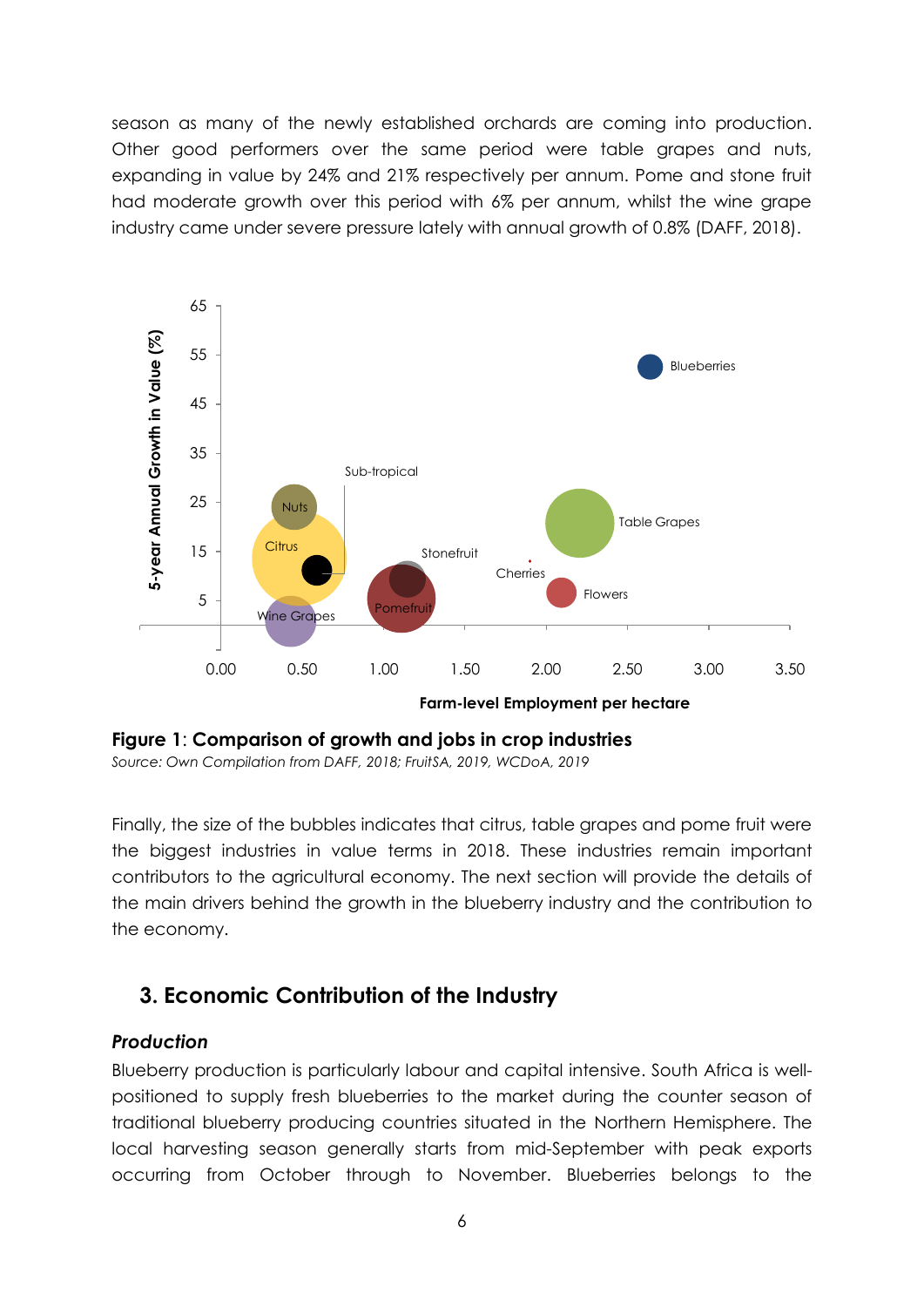season as many of the newly established orchards are coming into production. Other good performers over the same period were table grapes and nuts, expanding in value by 24% and 21% respectively per annum. Pome and stone fruit had moderate growth over this period with 6% per annum, whilst the wine grape industry came under severe pressure lately with annual growth of 0.8% (DAFF, 2018).

**Figure 1**: **Comparison of growth and jobs in crop industries**
*Source: Own Compilation from DAFF, 2018; FruitSA, 2019, WCDoA, 2019*

Finally, the size of the bubbles indicates that citrus, table grapes and pome fruit were the biggest industries in value terms in 2018. These industries remain important contributors to the agricultural economy. The next section will provide the details of the main drivers behind the growth in the blueberry industry and the contribution to the economy.

## 3. Economic Contribution of the Industry

### *Production*

Blueberry production is particularly labour and capital intensive. South Africa is well-positioned to supply fresh blueberries to the market during the counter season of traditional blueberry producing countries situated in the Northern Hemisphere. The local harvesting season generally starts from mid-September with peak exports occurring from October through to November. Blueberries belongs to the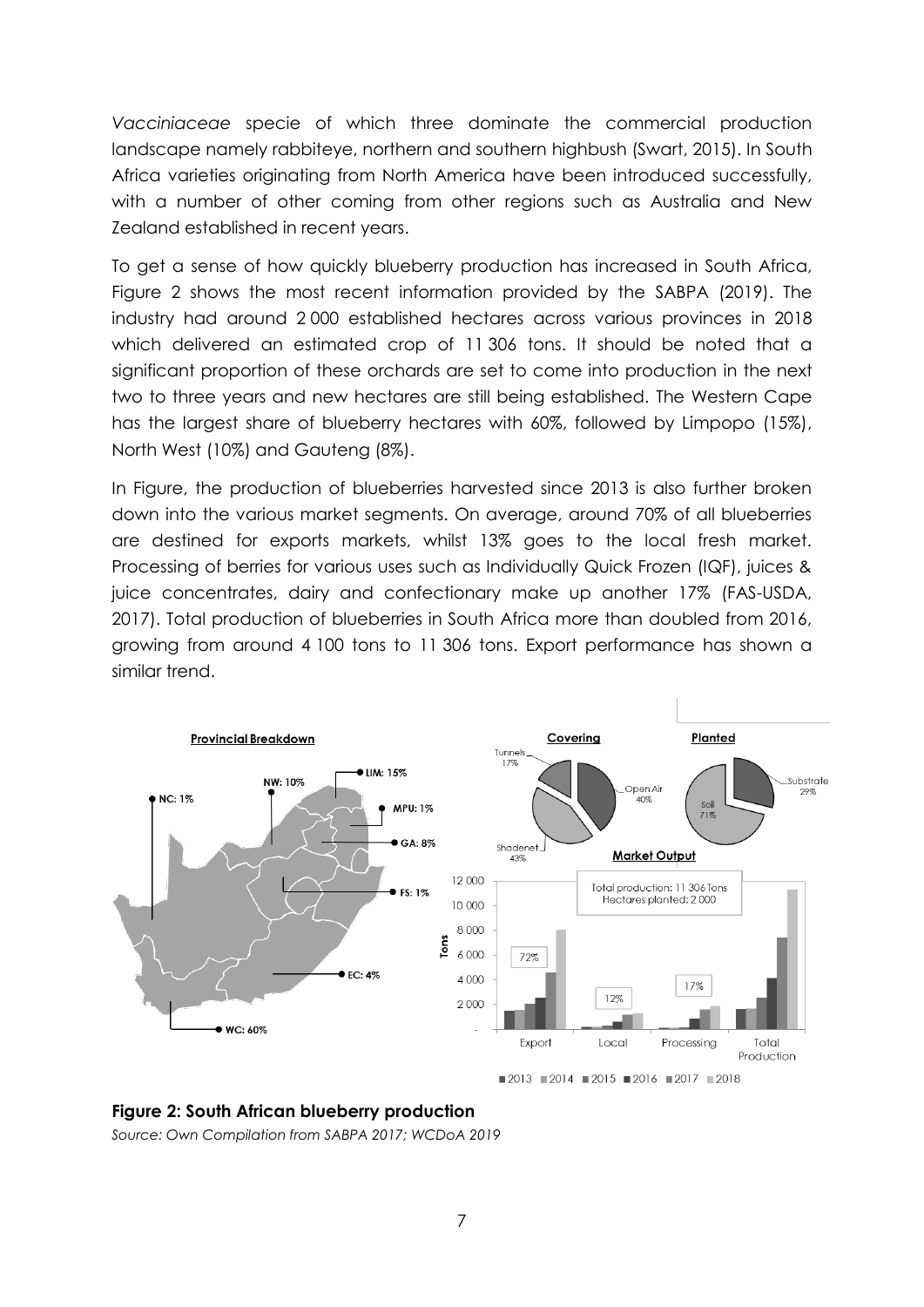*Vacciniaceae* specie of which three dominate the commercial production landscape namely rabbiteye, northern and southern highbush (Swart, 2015). In South Africa varieties originating from North America have been introduced successfully, with a number of other coming from other regions such as Australia and New Zealand established in recent years.

To get a sense of how quickly blueberry production has increased in South Africa, Figure 2 shows the most recent information provided by the SABPA (2019). The industry had around 2 000 established hectares across various provinces in 2018 which delivered an estimated crop of 11 306 tons. It should be noted that a significant proportion of these orchards are set to come into production in the next two to three years and new hectares are still being established. The Western Cape has the largest share of blueberry hectares with 60%, followed by Limpopo (15%), North West (10%) and Gauteng (8%).

In Figure, the production of blueberries harvested since 2013 is also further broken down into the various market segments. On average, around 70% of all blueberries are destined for exports markets, whilst 13% goes to the local fresh market. Processing of berries for various uses such as Individually Quick Frozen (IQF), juices & juice concentrates, dairy and confectionary make up another 17% (FAS-USDA, 2017). Total production of blueberries in South Africa more than doubled from 2016, growing from around 4 100 tons to 11 306 tons. Export performance has shown a similar trend.

**Figure 2: South African blueberry production**

*Source: Own Compilation from SABPA 2017; WCDoA 2019*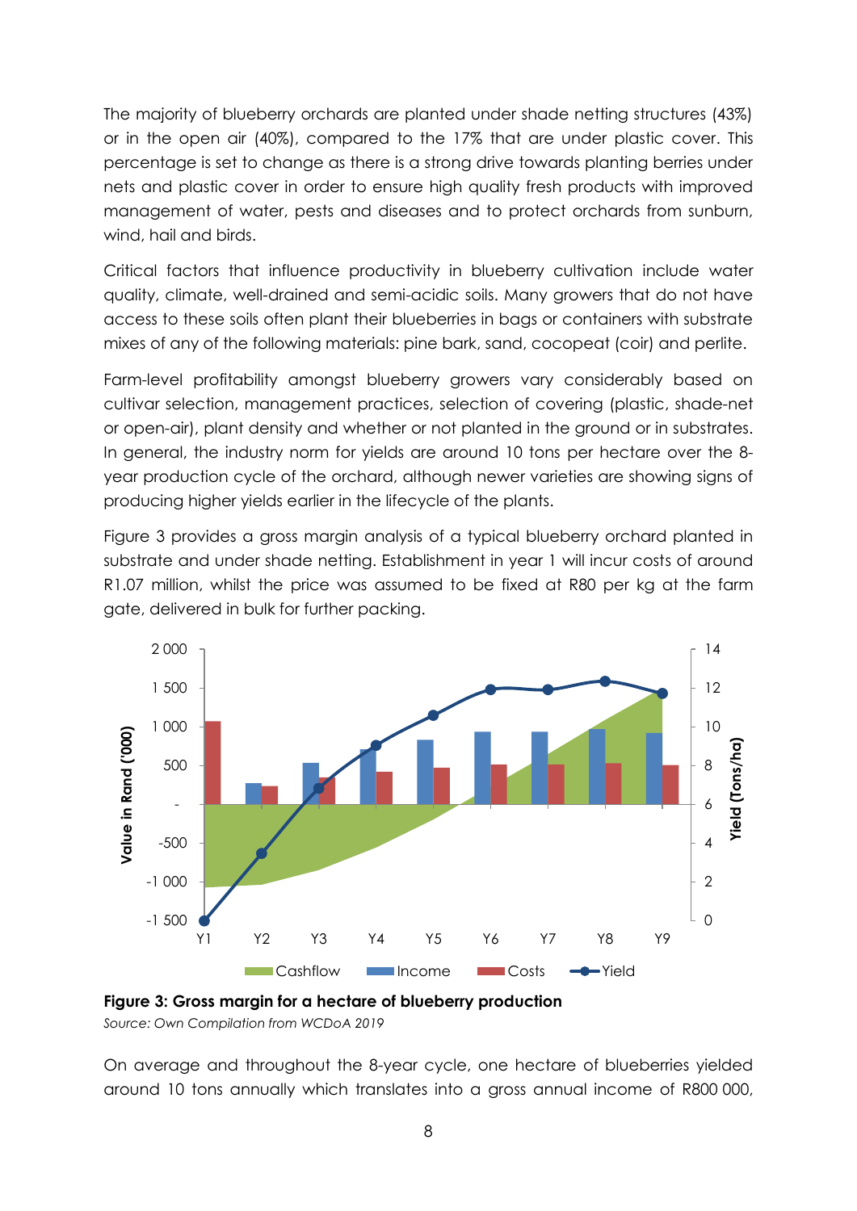The majority of blueberry orchards are planted under shade netting structures (43%) or in the open air (40%), compared to the 17% that are under plastic cover. This percentage is set to change as there is a strong drive towards planting berries under nets and plastic cover in order to ensure high quality fresh products with improved management of water, pests and diseases and to protect orchards from sunburn, wind, hail and birds.

Critical factors that influence productivity in blueberry cultivation include water quality, climate, well-drained and semi-acidic soils. Many growers that do not have access to these soils often plant their blueberries in bags or containers with substrate mixes of any of the following materials: pine bark, sand, cocopeat (coir) and perlite.

Farm-level profitability amongst blueberry growers vary considerably based on cultivar selection, management practices, selection of covering (plastic, shade-net or open-air), plant density and whether or not planted in the ground or in substrates. In general, the industry norm for yields are around 10 tons per hectare over the 8-year production cycle of the orchard, although newer varieties are showing signs of producing higher yields earlier in the lifecycle of the plants.

Figure 3 provides a gross margin analysis of a typical blueberry orchard planted in substrate and under shade netting. Establishment in year 1 will incur costs of around R1.07 million, whilst the price was assumed to be fixed at R80 per kg at the farm gate, delivered in bulk for further packing.

**Figure 3: Gross margin for a hectare of blueberry production**
*Source: Own Compilation from WCDoA 2019*

On average and throughout the 8-year cycle, one hectare of blueberries yielded around 10 tons annually which translates into a gross annual income of R800 000,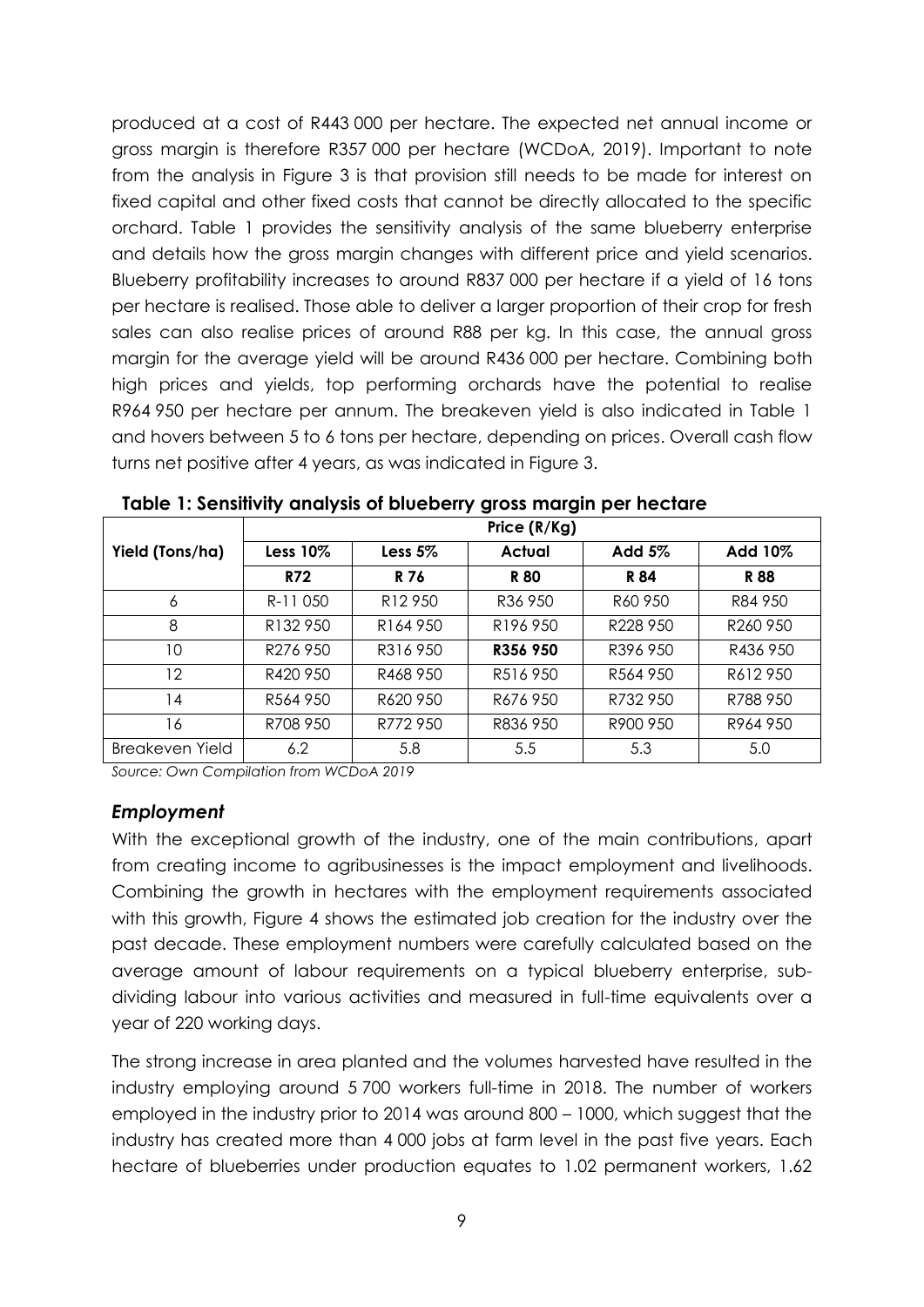produced at a cost of R443 000 per hectare. The expected net annual income or gross margin is therefore R357 000 per hectare (WCDoA, 2019). Important to note from the analysis in Figure 3 is that provision still needs to be made for interest on fixed capital and other fixed costs that cannot be directly allocated to the specific orchard. Table 1 provides the sensitivity analysis of the same blueberry enterprise and details how the gross margin changes with different price and yield scenarios. Blueberry profitability increases to around R837 000 per hectare if a yield of 16 tons per hectare is realised. Those able to deliver a larger proportion of their crop for fresh sales can also realise prices of around R88 per kg. In this case, the annual gross margin for the average yield will be around R436 000 per hectare. Combining both high prices and yields, top performing orchards have the potential to realise R964 950 per hectare per annum. The breakeven yield is also indicated in Table 1 and hovers between 5 to 6 tons per hectare, depending on prices. Overall cash flow turns net positive after 4 years, as was indicated in Figure 3.

**Table 1: Sensitivity analysis of blueberry gross margin per hectare**

| Yield (Tons/ha) | Price (R/Kg) | | | | |
|---|---|---|---|---|---|
| | **Less 10%** | **Less 5%** | **Actual** | **Add 5%** | **Add 10%** |
| | **R72** | **R 76** | **R 80** | **R 84** | **R 88** |
| 6 | R-11 050 | R12 950 | R36 950 | R60 950 | R84 950 |
| 8 | R132 950 | R164 950 | R196 950 | R228 950 | R260 950 |
| 10 | R276 950 | R316 950 | **R356 950** | R396 950 | R436 950 |
| 12 | R420 950 | R468 950 | R516 950 | R564 950 | R612 950 |
| 14 | R564 950 | R620 950 | R676 950 | R732 950 | R788 950 |
| 16 | R708 950 | R772 950 | R836 950 | R900 950 | R964 950 |
| Breakeven Yield | 6.2 | 5.8 | 5.5 | 5.3 | 5.0 |

*Source: Own Compilation from WCDoA 2019*

### *Employment*

With the exceptional growth of the industry, one of the main contributions, apart from creating income to agribusinesses is the impact employment and livelihoods. Combining the growth in hectares with the employment requirements associated with this growth, Figure 4 shows the estimated job creation for the industry over the past decade. These employment numbers were carefully calculated based on the average amount of labour requirements on a typical blueberry enterprise, sub-dividing labour into various activities and measured in full-time equivalents over a year of 220 working days.

The strong increase in area planted and the volumes harvested have resulted in the industry employing around 5 700 workers full-time in 2018. The number of workers employed in the industry prior to 2014 was around 800 – 1000, which suggest that the industry has created more than 4 000 jobs at farm level in the past five years. Each hectare of blueberries under production equates to 1.02 permanent workers, 1.62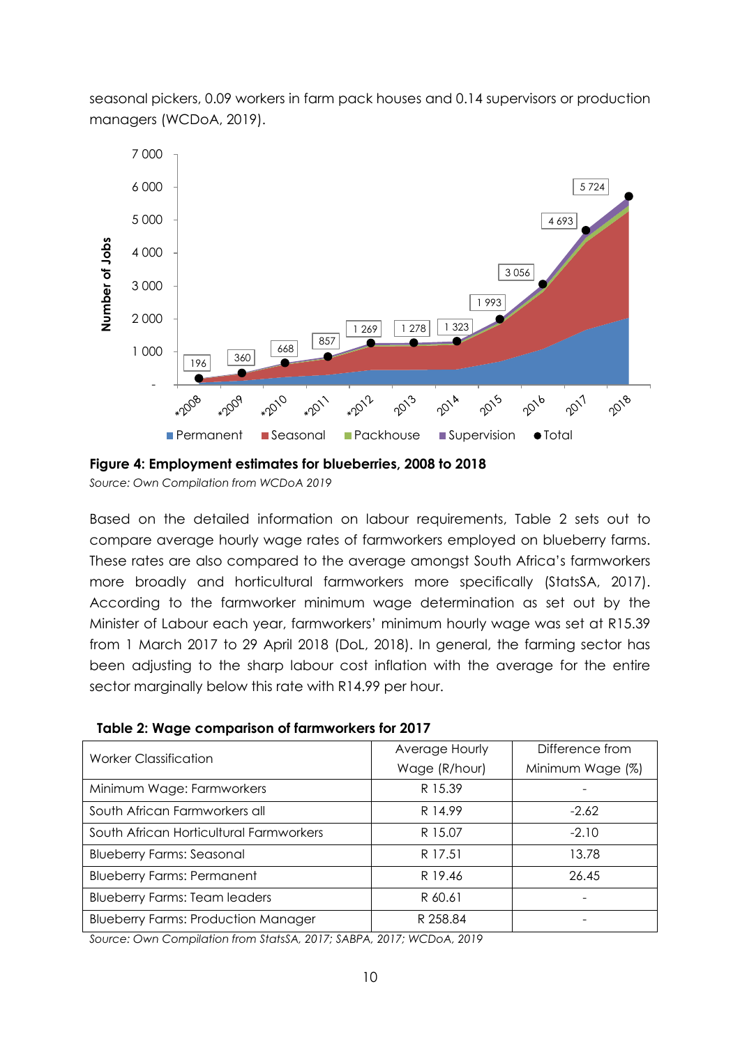seasonal pickers, 0.09 workers in farm pack houses and 0.14 supervisors or production managers (WCDoA, 2019).

**Figure 4: Employment estimates for blueberries, 2008 to 2018**

*Source: Own Compilation from WCDoA 2019*

Based on the detailed information on labour requirements, Table 2 sets out to compare average hourly wage rates of farmworkers employed on blueberry farms. These rates are also compared to the average amongst South Africa's farmworkers more broadly and horticultural farmworkers more specifically (StatsSA, 2017). According to the farmworker minimum wage determination as set out by the Minister of Labour each year, farmworkers' minimum hourly wage was set at R15.39 from 1 March 2017 to 29 April 2018 (DoL, 2018). In general, the farming sector has been adjusting to the sharp labour cost inflation with the average for the entire sector marginally below this rate with R14.99 per hour.

**Table 2: Wage comparison of farmworkers for 2017**

| Worker Classification | Average Hourly Wage (R/hour) | Difference from Minimum Wage (%) |
|---|---|---|
| Minimum Wage: Farmworkers | R 15.39 | - |
| South African Farmworkers all | R 14.99 | -2.62 |
| South African Horticultural Farmworkers | R 15.07 | -2.10 |
| Blueberry Farms: Seasonal | R 17.51 | 13.78 |
| Blueberry Farms: Permanent | R 19.46 | 26.45 |
| Blueberry Farms: Team leaders | R 60.61 | - |
| Blueberry Farms: Production Manager | R 258.84 | - |

*Source: Own Compilation from StatsSA, 2017; SABPA, 2017; WCDoA, 2019*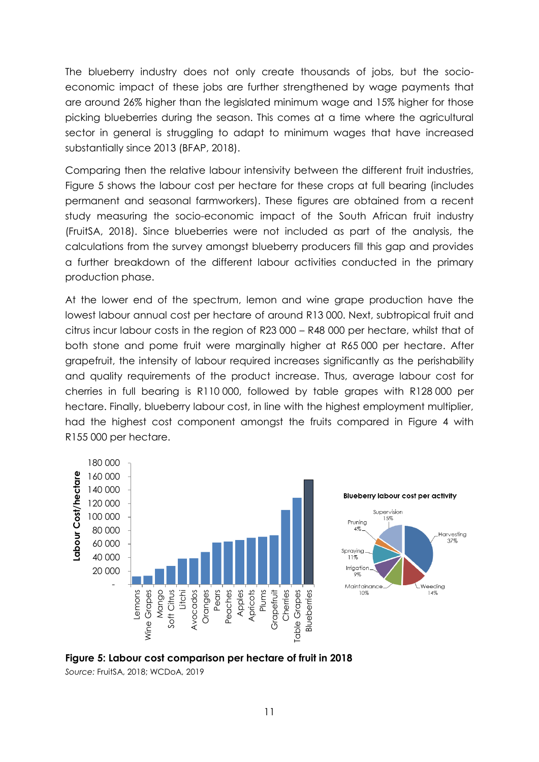The blueberry industry does not only create thousands of jobs, but the socio-economic impact of these jobs are further strengthened by wage payments that are around 26% higher than the legislated minimum wage and 15% higher for those picking blueberries during the season. This comes at a time where the agricultural sector in general is struggling to adapt to minimum wages that have increased substantially since 2013 (BFAP, 2018).

Comparing then the relative labour intensivity between the different fruit industries, Figure 5 shows the labour cost per hectare for these crops at full bearing (includes permanent and seasonal farmworkers). These figures are obtained from a recent study measuring the socio-economic impact of the South African fruit industry (FruitSA, 2018). Since blueberries were not included as part of the analysis, the calculations from the survey amongst blueberry producers fill this gap and provides a further breakdown of the different labour activities conducted in the primary production phase.

At the lower end of the spectrum, lemon and wine grape production have the lowest labour annual cost per hectare of around R13 000. Next, subtropical fruit and citrus incur labour costs in the region of R23 000 – R48 000 per hectare, whilst that of both stone and pome fruit were marginally higher at R65 000 per hectare. After grapefruit, the intensity of labour required increases significantly as the perishability and quality requirements of the product increase. Thus, average labour cost for cherries in full bearing is R110 000, followed by table grapes with R128 000 per hectare. Finally, blueberry labour cost, in line with the highest employment multiplier, had the highest cost component amongst the fruits compared in Figure 4 with R155 000 per hectare.

**Figure 5: Labour cost comparison per hectare of fruit in 2018**
*Source:* FruitSA, 2018; WCDoA, 2019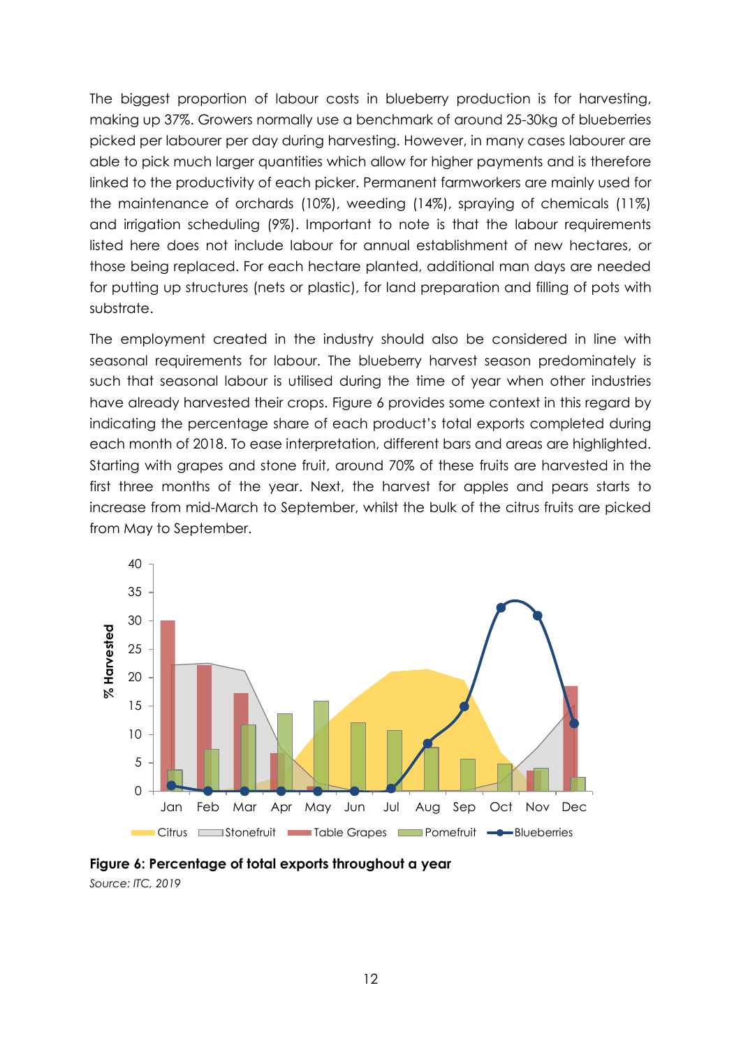The biggest proportion of labour costs in blueberry production is for harvesting, making up 37%. Growers normally use a benchmark of around 25-30kg of blueberries picked per labourer per day during harvesting. However, in many cases labourer are able to pick much larger quantities which allow for higher payments and is therefore linked to the productivity of each picker. Permanent farmworkers are mainly used for the maintenance of orchards (10%), weeding (14%), spraying of chemicals (11%) and irrigation scheduling (9%). Important to note is that the labour requirements listed here does not include labour for annual establishment of new hectares, or those being replaced. For each hectare planted, additional man days are needed for putting up structures (nets or plastic), for land preparation and filling of pots with substrate.

The employment created in the industry should also be considered in line with seasonal requirements for labour. The blueberry harvest season predominately is such that seasonal labour is utilised during the time of year when other industries have already harvested their crops. Figure 6 provides some context in this regard by indicating the percentage share of each product's total exports completed during each month of 2018. To ease interpretation, different bars and areas are highlighted. Starting with grapes and stone fruit, around 70% of these fruits are harvested in the first three months of the year. Next, the harvest for apples and pears starts to increase from mid-March to September, whilst the bulk of the citrus fruits are picked from May to September.

**Figure 6: Percentage of total exports throughout a year**

*Source: ITC, 2019*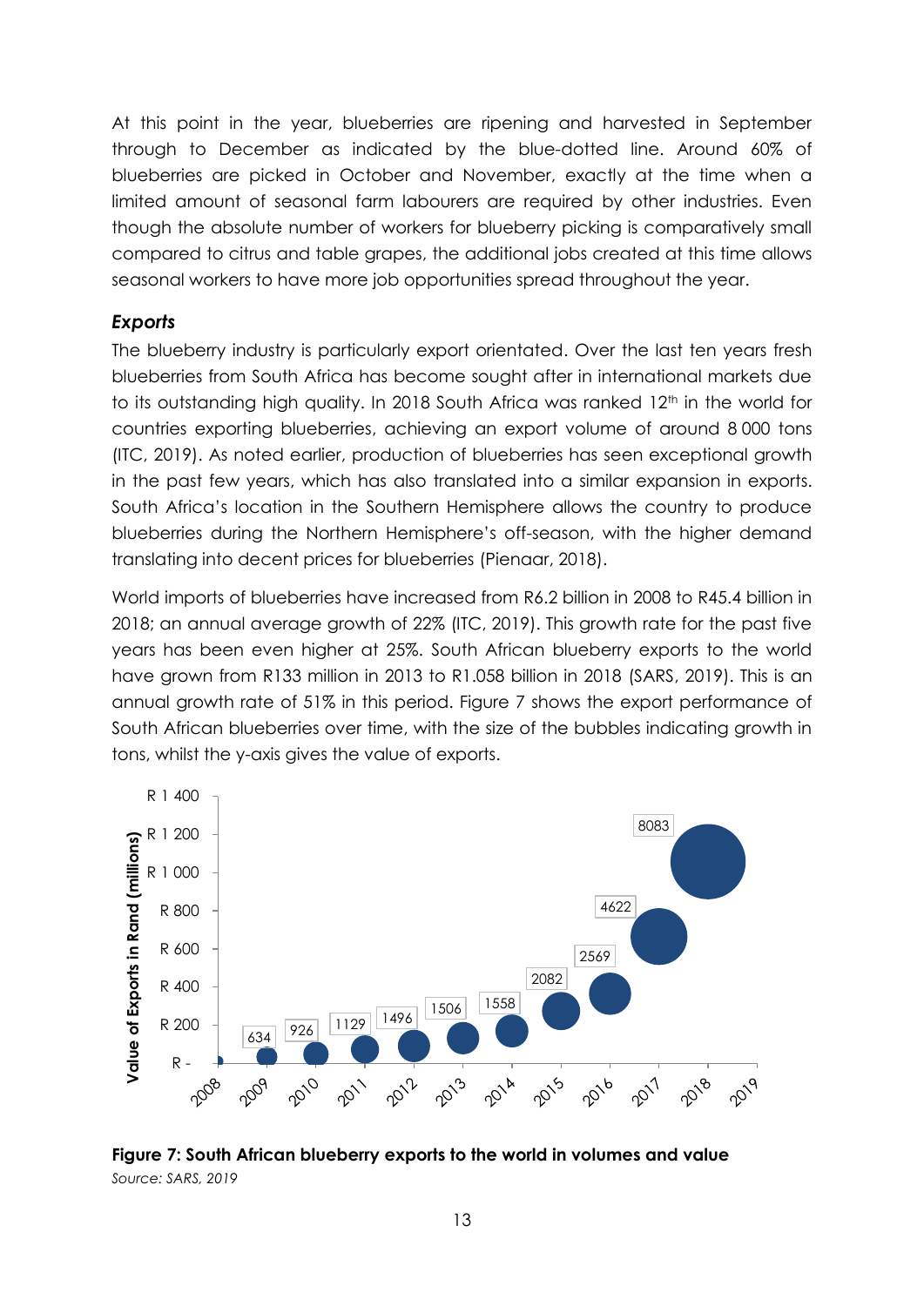At this point in the year, blueberries are ripening and harvested in September through to December as indicated by the blue-dotted line. Around 60% of blueberries are picked in October and November, exactly at the time when a limited amount of seasonal farm labourers are required by other industries. Even though the absolute number of workers for blueberry picking is comparatively small compared to citrus and table grapes, the additional jobs created at this time allows seasonal workers to have more job opportunities spread throughout the year.

### *Exports*

The blueberry industry is particularly export orientated. Over the last ten years fresh blueberries from South Africa has become sought after in international markets due to its outstanding high quality. In 2018 South Africa was ranked 12th in the world for countries exporting blueberries, achieving an export volume of around 8 000 tons (ITC, 2019). As noted earlier, production of blueberries has seen exceptional growth in the past few years, which has also translated into a similar expansion in exports. South Africa's location in the Southern Hemisphere allows the country to produce blueberries during the Northern Hemisphere's off-season, with the higher demand translating into decent prices for blueberries (Pienaar, 2018).

World imports of blueberries have increased from R6.2 billion in 2008 to R45.4 billion in 2018; an annual average growth of 22% (ITC, 2019). This growth rate for the past five years has been even higher at 25%. South African blueberry exports to the world have grown from R133 million in 2013 to R1.058 billion in 2018 (SARS, 2019). This is an annual growth rate of 51% in this period. Figure 7 shows the export performance of South African blueberries over time, with the size of the bubbles indicating growth in tons, whilst the y-axis gives the value of exports.

**Figure 7: South African blueberry exports to the world in volumes and value**
*Source: SARS, 2019*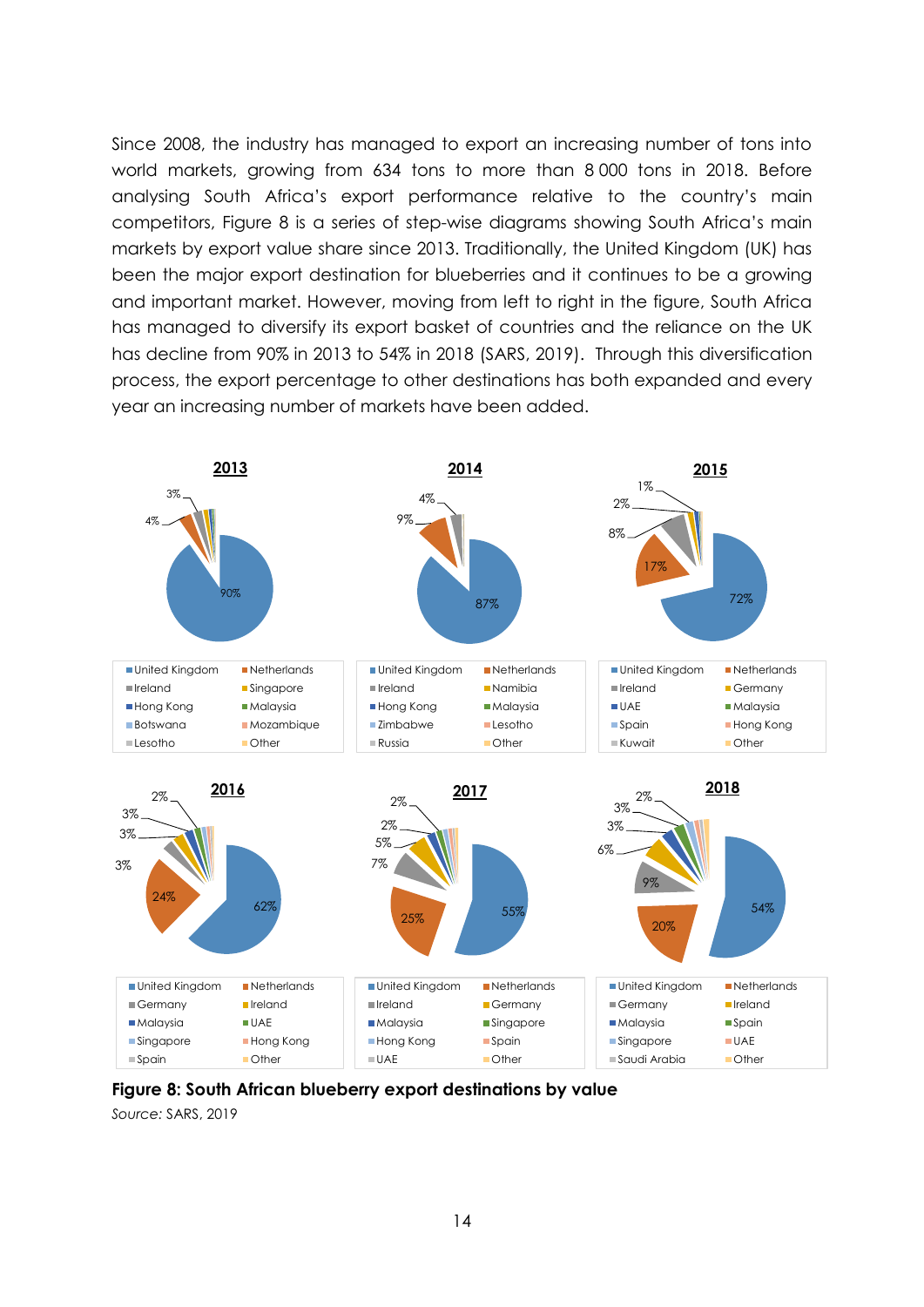Since 2008, the industry has managed to export an increasing number of tons into world markets, growing from 634 tons to more than 8 000 tons in 2018. Before analysing South Africa's export performance relative to the country's main competitors, Figure 8 is a series of step-wise diagrams showing South Africa's main markets by export value share since 2013. Traditionally, the United Kingdom (UK) has been the major export destination for blueberries and it continues to be a growing and important market. However, moving from left to right in the figure, South Africa has managed to diversify its export basket of countries and the reliance on the UK has decline from 90% in 2013 to 54% in 2018 (SARS, 2019). Through this diversification process, the export percentage to other destinations has both expanded and every year an increasing number of markets have been added.

**2013**

- United Kingdom: 90%
- Other labelled segments: 4%, 3%
- Legend: United Kingdom, Netherlands, Ireland, Singapore, Hong Kong, Malaysia, Botswana, Mozambique, Lesotho, Other

**2014**

- United Kingdom: 87%
- Other labelled segments: 9%, 4%
- Legend: United Kingdom, Netherlands, Ireland, Namibia, Hong Kong, Malaysia, Zimbabwe, Lesotho, Russia, Other

**2015**

- United Kingdom: 72%
- Netherlands: 17%
- Other labelled segments: 8%, 2%, 1%
- Legend: United Kingdom, Netherlands, Ireland, Germany, UAE, Malaysia, Spain, Hong Kong, Kuwait, Other

**2016**

- United Kingdom: 62%
- Netherlands: 24%
- Other labelled segments: 3%, 3%, 3%, 2%
- Legend: United Kingdom, Netherlands, Germany, Ireland, Malaysia, UAE, Singapore, Hong Kong, Spain, Other

**2017**

- United Kingdom: 55%
- Netherlands: 25%
- Other labelled segments: 7%, 5%, 2%, 2%
- Legend: United Kingdom, Netherlands, Ireland, Germany, Malaysia, Singapore, Hong Kong, Spain, UAE, Other

**2018**

- United Kingdom: 54%
- Netherlands: 20%
- Germany: 9%
- Other labelled segments: 6%, 3%, 3%, 2%
- Legend: United Kingdom, Netherlands, Germany, Ireland, Malaysia, Spain, Singapore, UAE, Saudi Arabia, Other

**Figure 8: South African blueberry export destinations by value**

*Source:* SARS, 2019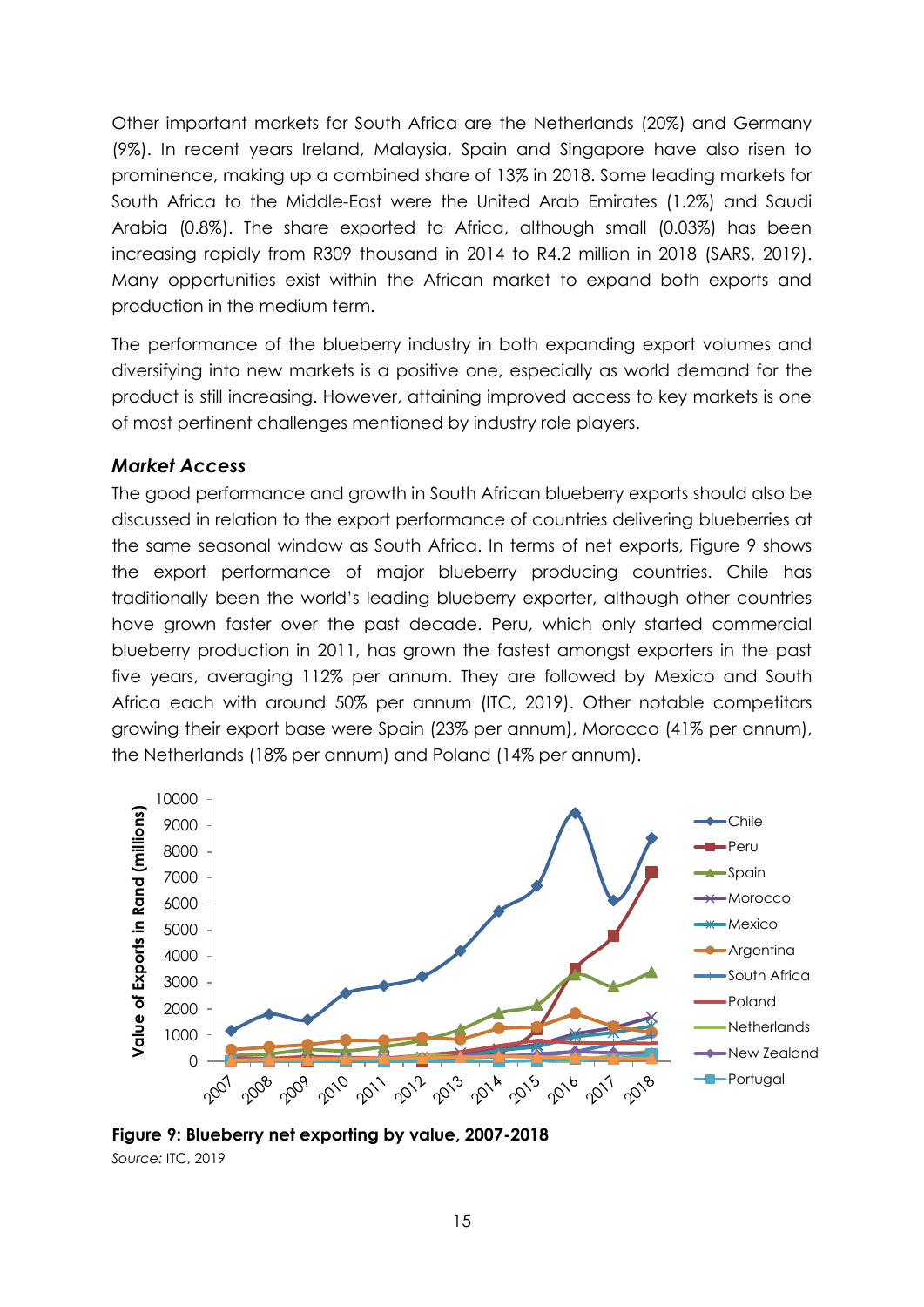Other important markets for South Africa are the Netherlands (20%) and Germany (9%). In recent years Ireland, Malaysia, Spain and Singapore have also risen to prominence, making up a combined share of 13% in 2018. Some leading markets for South Africa to the Middle-East were the United Arab Emirates (1.2%) and Saudi Arabia (0.8%). The share exported to Africa, although small (0.03%) has been increasing rapidly from R309 thousand in 2014 to R4.2 million in 2018 (SARS, 2019). Many opportunities exist within the African market to expand both exports and production in the medium term.

The performance of the blueberry industry in both expanding export volumes and diversifying into new markets is a positive one, especially as world demand for the product is still increasing. However, attaining improved access to key markets is one of most pertinent challenges mentioned by industry role players.

### *Market Access*

The good performance and growth in South African blueberry exports should also be discussed in relation to the export performance of countries delivering blueberries at the same seasonal window as South Africa. In terms of net exports, Figure 9 shows the export performance of major blueberry producing countries. Chile has traditionally been the world's leading blueberry exporter, although other countries have grown faster over the past decade. Peru, which only started commercial blueberry production in 2011, has grown the fastest amongst exporters in the past five years, averaging 112% per annum. They are followed by Mexico and South Africa each with around 50% per annum (ITC, 2019). Other notable competitors growing their export base were Spain (23% per annum), Morocco (41% per annum), the Netherlands (18% per annum) and Poland (14% per annum).

**Figure 9: Blueberry net exporting by value, 2007-2018**
*Source:* ITC, 2019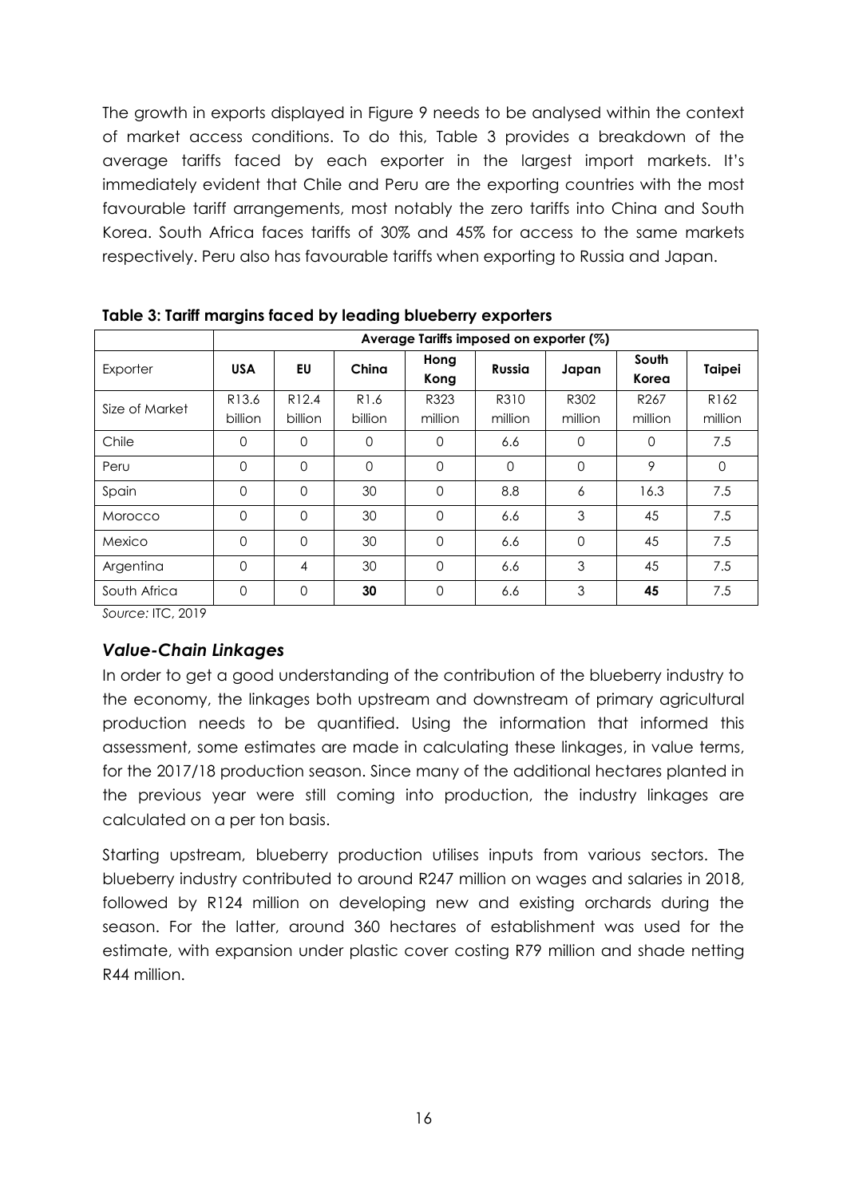The growth in exports displayed in Figure 9 needs to be analysed within the context of market access conditions. To do this, Table 3 provides a breakdown of the average tariffs faced by each exporter in the largest import markets. It's immediately evident that Chile and Peru are the exporting countries with the most favourable tariff arrangements, most notably the zero tariffs into China and South Korea. South Africa faces tariffs of 30% and 45% for access to the same markets respectively. Peru also has favourable tariffs when exporting to Russia and Japan.

**Table 3: Tariff margins faced by leading blueberry exporters**

| | Average Tariffs imposed on exporter (%) | | | | | | | |
|---|---|---|---|---|---|---|---|---|
| Exporter | **USA** | **EU** | **China** | **Hong Kong** | **Russia** | **Japan** | **South Korea** | **Taipei** |
| Size of Market | R13.6 billion | R12.4 billion | R1.6 billion | R323 million | R310 million | R302 million | R267 million | R162 million |
| Chile | 0 | 0 | 0 | 0 | 6.6 | 0 | 0 | 7.5 |
| Peru | 0 | 0 | 0 | 0 | 0 | 0 | 9 | 0 |
| Spain | 0 | 0 | 30 | 0 | 8.8 | 6 | 16.3 | 7.5 |
| Morocco | 0 | 0 | 30 | 0 | 6.6 | 3 | 45 | 7.5 |
| Mexico | 0 | 0 | 30 | 0 | 6.6 | 0 | 45 | 7.5 |
| Argentina | 0 | 4 | 30 | 0 | 6.6 | 3 | 45 | 7.5 |
| South Africa | 0 | 0 | **30** | 0 | 6.6 | 3 | **45** | 7.5 |

*Source:* ITC, 2019

### *Value-Chain Linkages*

In order to get a good understanding of the contribution of the blueberry industry to the economy, the linkages both upstream and downstream of primary agricultural production needs to be quantified. Using the information that informed this assessment, some estimates are made in calculating these linkages, in value terms, for the 2017/18 production season. Since many of the additional hectares planted in the previous year were still coming into production, the industry linkages are calculated on a per ton basis.

Starting upstream, blueberry production utilises inputs from various sectors. The blueberry industry contributed to around R247 million on wages and salaries in 2018, followed by R124 million on developing new and existing orchards during the season. For the latter, around 360 hectares of establishment was used for the estimate, with expansion under plastic cover costing R79 million and shade netting R44 million.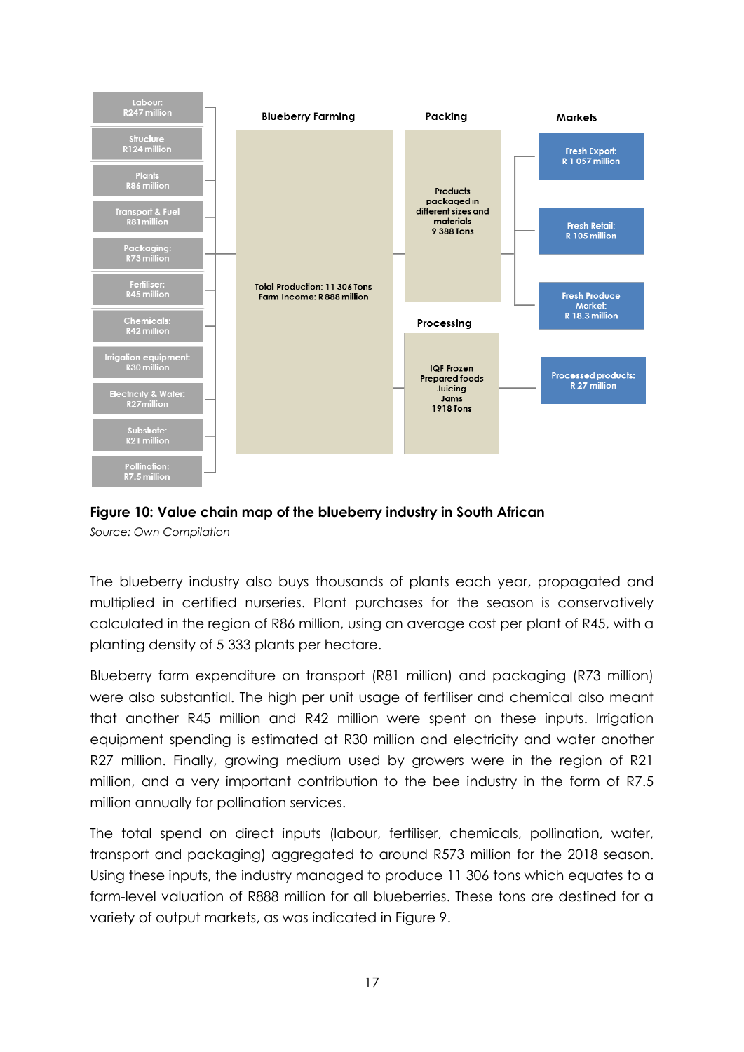| Inputs | Blueberry Farming | Packing | Markets |
|---|---|---|---|
| Labour: R247 million | Total Production: 11 306 Tons<br>Farm Income: R 888 million | Products packaged in different sizes and materials<br>9 388 Tons | Fresh Export: R 1 057 million |
| Structure R124 million | | | Fresh Retail: R 105 million |
| Plants R86 million | | | Fresh Produce Market: R 18.3 million |
| Transport & Fuel R81million | | **Processing** | |
| Packaging: R73 million | | IQF Frozen<br>Prepared foods<br>Juicing<br>Jams<br>1918 Tons | Processed products: R 27 million |
| Fertiliser: R45 million | | | |
| Chemicals: R42 million | | | |
| Irrigation equipment: R30 million | | | |
| Electricity & Water: R27million | | | |
| Substrate: R21 million | | | |
| Pollination: R7.5 million | | | |

**Figure 10: Value chain map of the blueberry industry in South African**

*Source: Own Compilation*

The blueberry industry also buys thousands of plants each year, propagated and multiplied in certified nurseries. Plant purchases for the season is conservatively calculated in the region of R86 million, using an average cost per plant of R45, with a planting density of 5 333 plants per hectare.

Blueberry farm expenditure on transport (R81 million) and packaging (R73 million) were also substantial. The high per unit usage of fertiliser and chemical also meant that another R45 million and R42 million were spent on these inputs. Irrigation equipment spending is estimated at R30 million and electricity and water another R27 million. Finally, growing medium used by growers were in the region of R21 million, and a very important contribution to the bee industry in the form of R7.5 million annually for pollination services.

The total spend on direct inputs (labour, fertiliser, chemicals, pollination, water, transport and packaging) aggregated to around R573 million for the 2018 season. Using these inputs, the industry managed to produce 11 306 tons which equates to a farm-level valuation of R888 million for all blueberries. These tons are destined for a variety of output markets, as was indicated in Figure 9.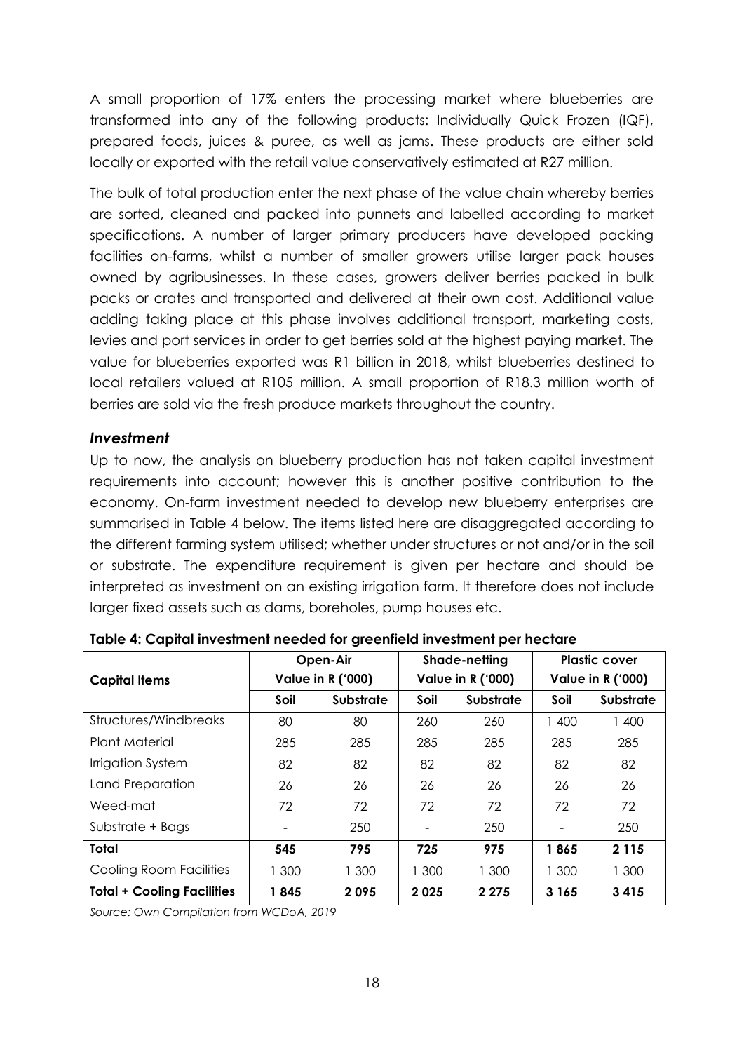A small proportion of 17% enters the processing market where blueberries are transformed into any of the following products: Individually Quick Frozen (IQF), prepared foods, juices & puree, as well as jams. These products are either sold locally or exported with the retail value conservatively estimated at R27 million.

The bulk of total production enter the next phase of the value chain whereby berries are sorted, cleaned and packed into punnets and labelled according to market specifications. A number of larger primary producers have developed packing facilities on-farms, whilst a number of smaller growers utilise larger pack houses owned by agribusinesses. In these cases, growers deliver berries packed in bulk packs or crates and transported and delivered at their own cost. Additional value adding taking place at this phase involves additional transport, marketing costs, levies and port services in order to get berries sold at the highest paying market. The value for blueberries exported was R1 billion in 2018, whilst blueberries destined to local retailers valued at R105 million. A small proportion of R18.3 million worth of berries are sold via the fresh produce markets throughout the country.

### *Investment*

Up to now, the analysis on blueberry production has not taken capital investment requirements into account; however this is another positive contribution to the economy. On-farm investment needed to develop new blueberry enterprises are summarised in Table 4 below. The items listed here are disaggregated according to the different farming system utilised; whether under structures or not and/or in the soil or substrate. The expenditure requirement is given per hectare and should be interpreted as investment on an existing irrigation farm. It therefore does not include larger fixed assets such as dams, boreholes, pump houses etc.

**Table 4: Capital investment needed for greenfield investment per hectare**

| Capital Items | Open-Air Value in R ('000) | | Shade-netting Value in R ('000) | | Plastic cover Value in R ('000) | |
|---|---|---|---|---|---|---|
| | **Soil** | **Substrate** | **Soil** | **Substrate** | **Soil** | **Substrate** |
| Structures/Windbreaks | 80 | 80 | 260 | 260 | 1 400 | 1 400 |
| Plant Material | 285 | 285 | 285 | 285 | 285 | 285 |
| Irrigation System | 82 | 82 | 82 | 82 | 82 | 82 |
| Land Preparation | 26 | 26 | 26 | 26 | 26 | 26 |
| Weed-mat | 72 | 72 | 72 | 72 | 72 | 72 |
| Substrate + Bags | - | 250 | - | 250 | - | 250 |
| **Total** | **545** | **795** | **725** | **975** | **1 865** | **2 115** |
| Cooling Room Facilities | 1 300 | 1 300 | 1 300 | 1 300 | 1 300 | 1 300 |
| **Total + Cooling Facilities** | **1 845** | **2 095** | **2 025** | **2 275** | **3 165** | **3 415** |

*Source: Own Compilation from WCDoA, 2019*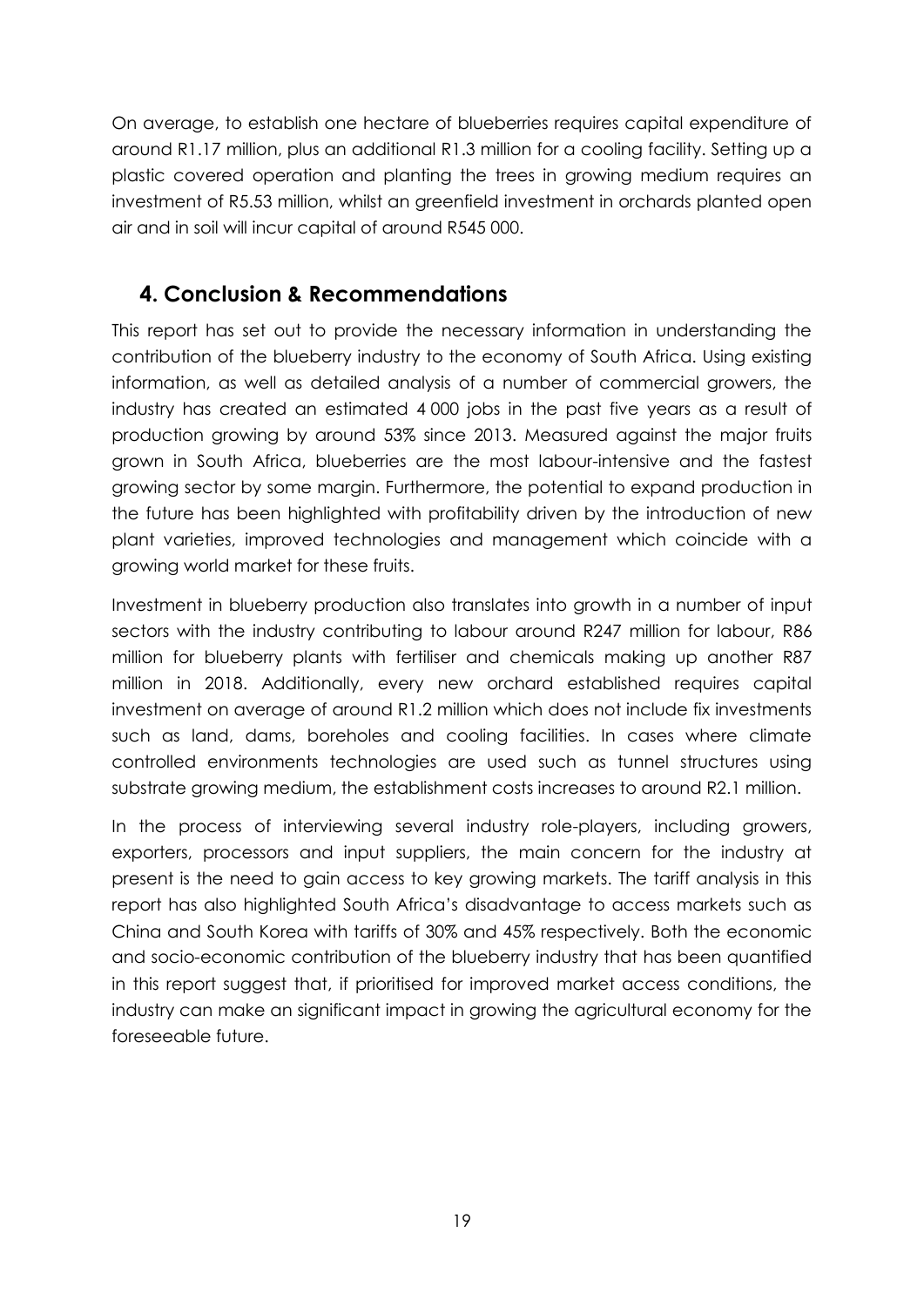On average, to establish one hectare of blueberries requires capital expenditure of around R1.17 million, plus an additional R1.3 million for a cooling facility. Setting up a plastic covered operation and planting the trees in growing medium requires an investment of R5.53 million, whilst an greenfield investment in orchards planted open air and in soil will incur capital of around R545 000.

## 4. Conclusion & Recommendations

This report has set out to provide the necessary information in understanding the contribution of the blueberry industry to the economy of South Africa. Using existing information, as well as detailed analysis of a number of commercial growers, the industry has created an estimated 4 000 jobs in the past five years as a result of production growing by around 53% since 2013. Measured against the major fruits grown in South Africa, blueberries are the most labour-intensive and the fastest growing sector by some margin. Furthermore, the potential to expand production in the future has been highlighted with profitability driven by the introduction of new plant varieties, improved technologies and management which coincide with a growing world market for these fruits.

Investment in blueberry production also translates into growth in a number of input sectors with the industry contributing to labour around R247 million for labour, R86 million for blueberry plants with fertiliser and chemicals making up another R87 million in 2018. Additionally, every new orchard established requires capital investment on average of around R1.2 million which does not include fix investments such as land, dams, boreholes and cooling facilities. In cases where climate controlled environments technologies are used such as tunnel structures using substrate growing medium, the establishment costs increases to around R2.1 million.

In the process of interviewing several industry role-players, including growers, exporters, processors and input suppliers, the main concern for the industry at present is the need to gain access to key growing markets. The tariff analysis in this report has also highlighted South Africa's disadvantage to access markets such as China and South Korea with tariffs of 30% and 45% respectively. Both the economic and socio-economic contribution of the blueberry industry that has been quantified in this report suggest that, if prioritised for improved market access conditions, the industry can make an significant impact in growing the agricultural economy for the foreseeable future.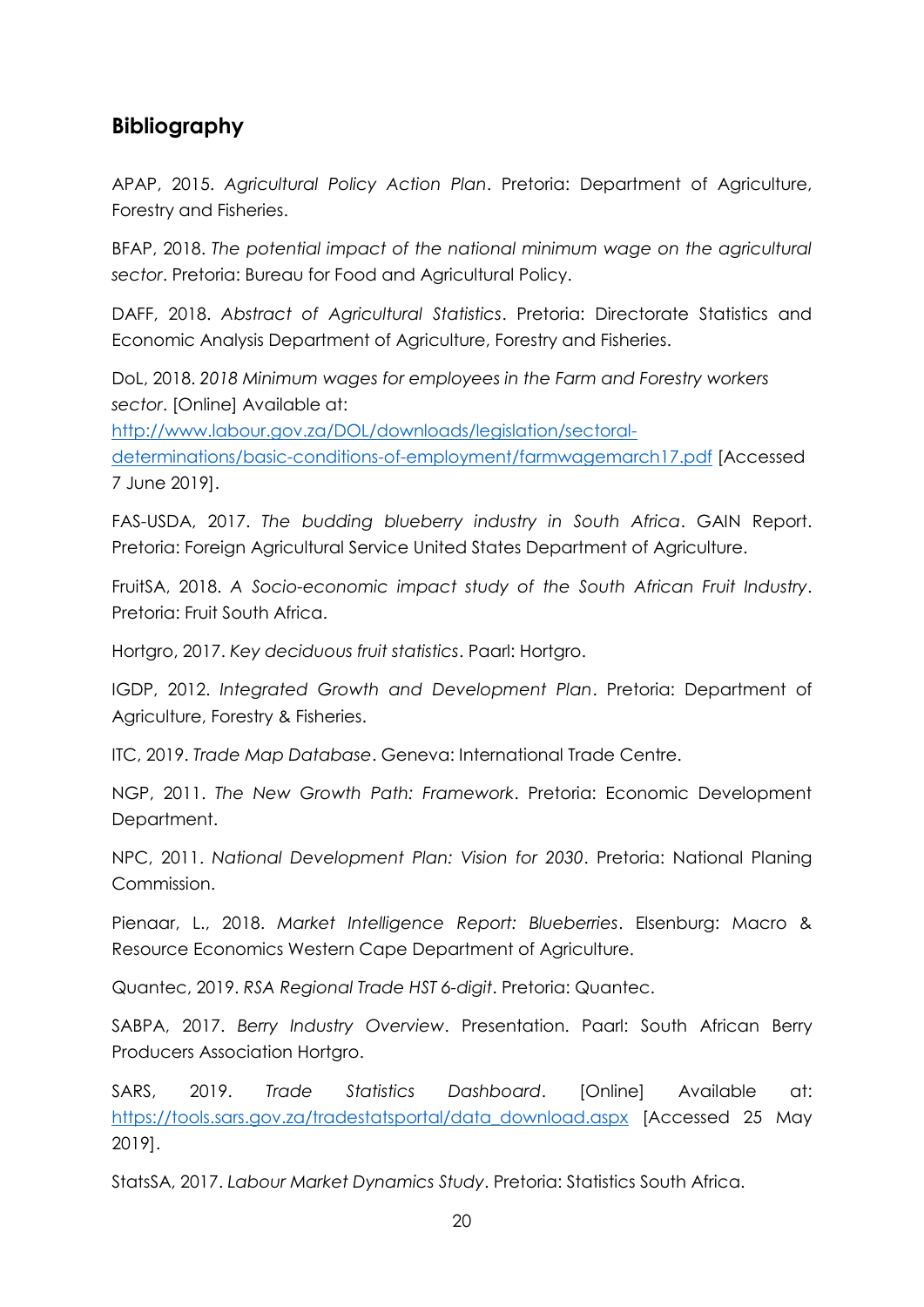## Bibliography

APAP, 2015. *Agricultural Policy Action Plan*. Pretoria: Department of Agriculture, Forestry and Fisheries.

BFAP, 2018. *The potential impact of the national minimum wage on the agricultural sector*. Pretoria: Bureau for Food and Agricultural Policy.

DAFF, 2018. *Abstract of Agricultural Statistics*. Pretoria: Directorate Statistics and Economic Analysis Department of Agriculture, Forestry and Fisheries.

DoL, 2018. *2018 Minimum wages for employees in the Farm and Forestry workers sector*. [Online] Available at: [http://www.labour.gov.za/DOL/downloads/legislation/sectoral-determinations/basic-conditions-of-employment/farmwagemarch17.pdf](http://www.labour.gov.za/DOL/downloads/legislation/sectoral-determinations/basic-conditions-of-employment/farmwagemarch17.pdf) [Accessed 7 June 2019].

FAS-USDA, 2017. *The budding blueberry industry in South Africa*. GAIN Report. Pretoria: Foreign Agricultural Service United States Department of Agriculture.

FruitSA, 2018. *A Socio-economic impact study of the South African Fruit Industry*. Pretoria: Fruit South Africa.

Hortgro, 2017. *Key deciduous fruit statistics*. Paarl: Hortgro.

IGDP, 2012. *Integrated Growth and Development Plan*. Pretoria: Department of Agriculture, Forestry & Fisheries.

ITC, 2019. *Trade Map Database*. Geneva: International Trade Centre.

NGP, 2011. *The New Growth Path: Framework*. Pretoria: Economic Development Department.

NPC, 2011. *National Development Plan: Vision for 2030*. Pretoria: National Planing Commission.

Pienaar, L., 2018. *Market Intelligence Report: Blueberries*. Elsenburg: Macro & Resource Economics Western Cape Department of Agriculture.

Quantec, 2019. *RSA Regional Trade HST 6-digit*. Pretoria: Quantec.

SABPA, 2017. *Berry Industry Overview*. Presentation. Paarl: South African Berry Producers Association Hortgro.

SARS, 2019. *Trade Statistics Dashboard*. [Online] Available at: [https://tools.sars.gov.za/tradestatsportal/data_download.aspx](https://tools.sars.gov.za/tradestatsportal/data_download.aspx) [Accessed 25 May 2019].

StatsSA, 2017. *Labour Market Dynamics Study*. Pretoria: Statistics South Africa.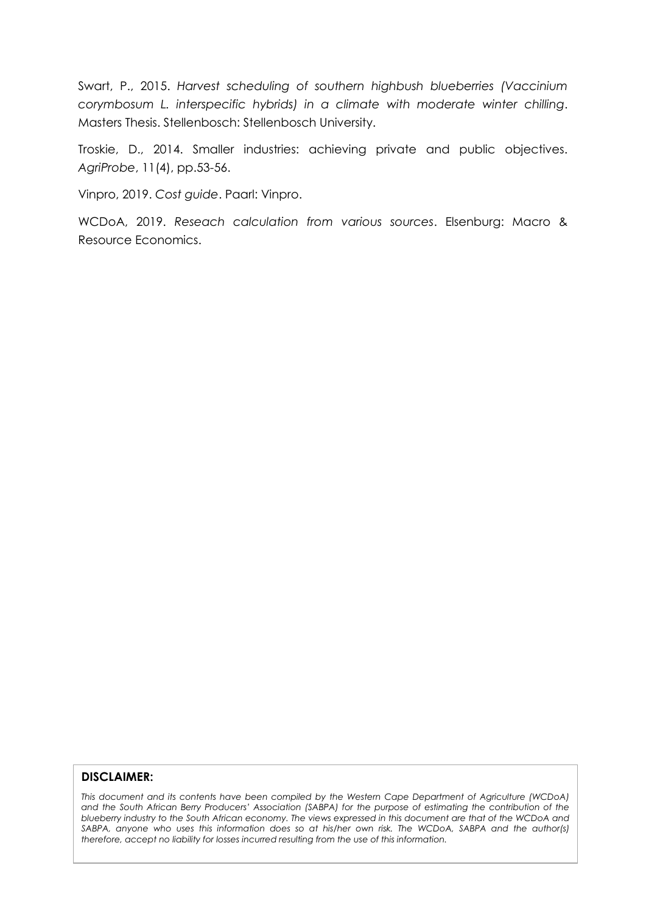Swart, P., 2015. *Harvest scheduling of southern highbush blueberries (Vaccinium corymbosum L. interspecific hybrids) in a climate with moderate winter chilling*. Masters Thesis. Stellenbosch: Stellenbosch University.

Troskie, D., 2014. Smaller industries: achieving private and public objectives. *AgriProbe*, 11(4), pp.53-56.

Vinpro, 2019. *Cost guide*. Paarl: Vinpro.

WCDoA, 2019. *Reseach calculation from various sources*. Elsenburg: Macro & Resource Economics.

**DISCLAIMER:**

*This document and its contents have been compiled by the Western Cape Department of Agriculture (WCDoA) and the South African Berry Producers' Association (SABPA) for the purpose of estimating the contribution of the blueberry industry to the South African economy. The views expressed in this document are that of the WCDoA and SABPA, anyone who uses this information does so at his/her own risk. The WCDoA, SABPA and the author(s) therefore, accept no liability for losses incurred resulting from the use of this information.*